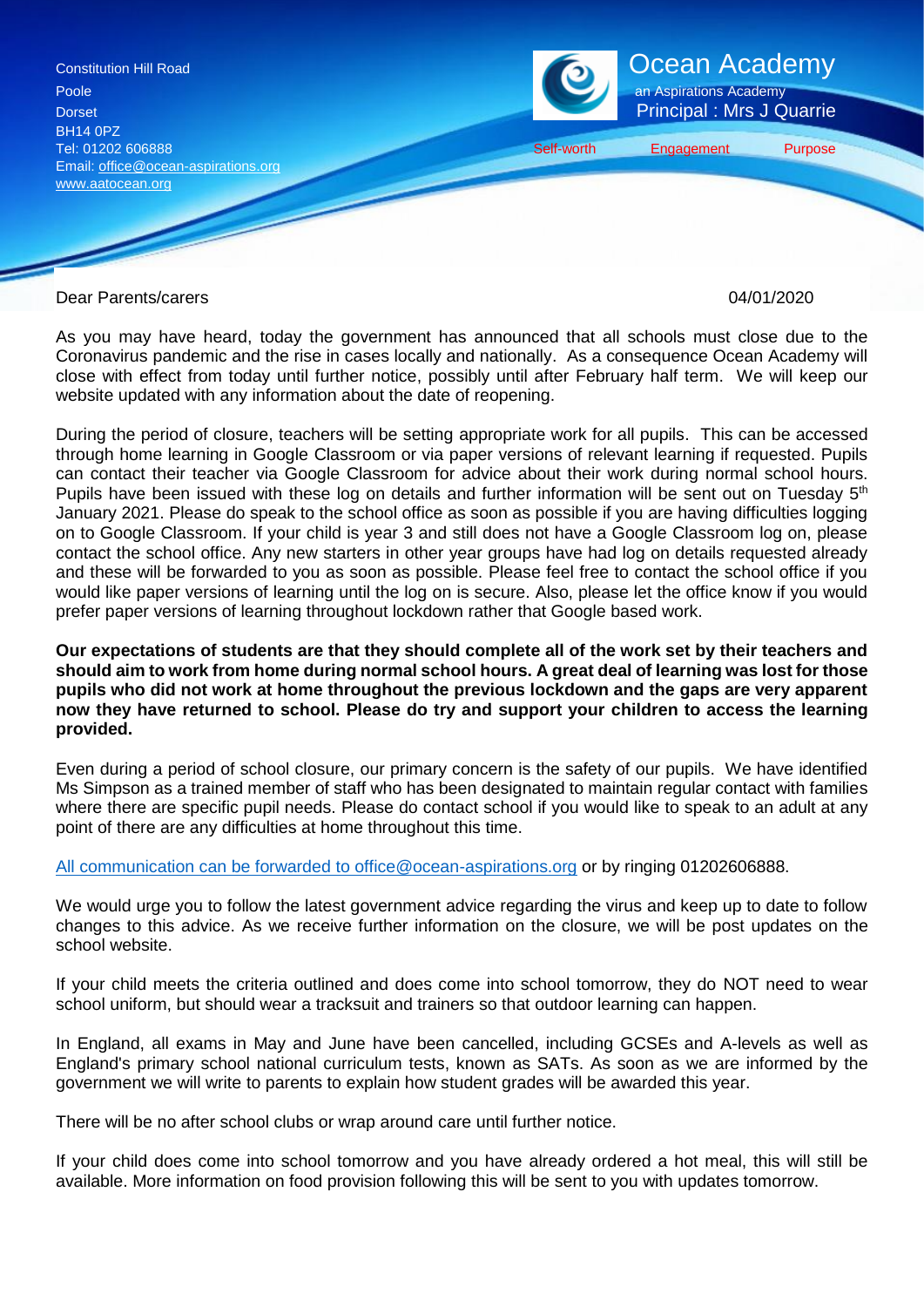Constitution Hill Road
Poole
Dorset
BH14 0PZ
Tel: 01202 606888
Email: office@ocean-aspirations.org
www.aatocean.org

# Ocean Academy

an Aspirations Academy
Principal : Mrs J Quarrie

Self-worth Engagement Purpose

Dear Parents/carers 04/01/2020

As you may have heard, today the government has announced that all schools must close due to the Coronavirus pandemic and the rise in cases locally and nationally. As a consequence Ocean Academy will close with effect from today until further notice, possibly until after February half term. We will keep our website updated with any information about the date of reopening.

During the period of closure, teachers will be setting appropriate work for all pupils. This can be accessed through home learning in Google Classroom or via paper versions of relevant learning if requested. Pupils can contact their teacher via Google Classroom for advice about their work during normal school hours. Pupils have been issued with these log on details and further information will be sent out on Tuesday 5th January 2021. Please do speak to the school office as soon as possible if you are having difficulties logging on to Google Classroom. If your child is year 3 and still does not have a Google Classroom log on, please contact the school office. Any new starters in other year groups have had log on details requested already and these will be forwarded to you as soon as possible. Please feel free to contact the school office if you would like paper versions of learning until the log on is secure. Also, please let the office know if you would prefer paper versions of learning throughout lockdown rather that Google based work.

**Our expectations of students are that they should complete all of the work set by their teachers and should aim to work from home during normal school hours. A great deal of learning was lost for those pupils who did not work at home throughout the previous lockdown and the gaps are very apparent now they have returned to school. Please do try and support your children to access the learning provided.**

Even during a period of school closure, our primary concern is the safety of our pupils. We have identified Ms Simpson as a trained member of staff who has been designated to maintain regular contact with families where there are specific pupil needs. Please do contact school if you would like to speak to an adult at any point of there are any difficulties at home throughout this time.

All communication can be forwarded to office@ocean-aspirations.org or by ringing 01202606888.

We would urge you to follow the latest government advice regarding the virus and keep up to date to follow changes to this advice. As we receive further information on the closure, we will be post updates on the school website.

If your child meets the criteria outlined and does come into school tomorrow, they do NOT need to wear school uniform, but should wear a tracksuit and trainers so that outdoor learning can happen.

In England, all exams in May and June have been cancelled, including GCSEs and A-levels as well as England's primary school national curriculum tests, known as SATs. As soon as we are informed by the government we will write to parents to explain how student grades will be awarded this year.

There will be no after school clubs or wrap around care until further notice.

If your child does come into school tomorrow and you have already ordered a hot meal, this will still be available. More information on food provision following this will be sent to you with updates tomorrow.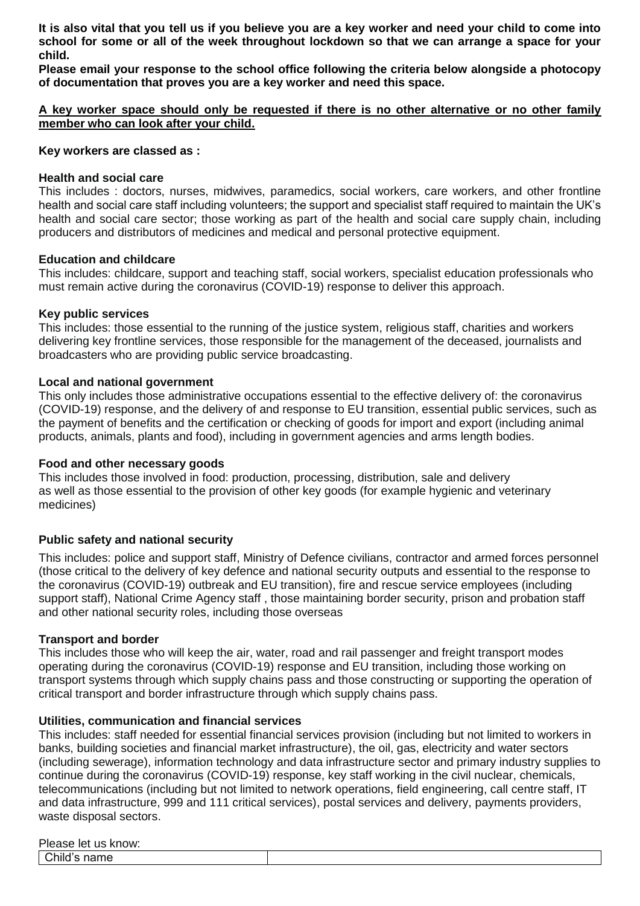**It is also vital that you tell us if you believe you are a key worker and need your child to come into school for some or all of the week throughout lockdown so that we can arrange a space for your child.**

**Please email your response to the school office following the criteria below alongside a photocopy of documentation that proves you are a key worker and need this space.**

**<u>A key worker space should only be requested if there is no other alternative or no other family member who can look after your child.</u>**

**Key workers are classed as :**

**Health and social care**

This includes : doctors, nurses, midwives, paramedics, social workers, care workers, and other frontline health and social care staff including volunteers; the support and specialist staff required to maintain the UK's health and social care sector; those working as part of the health and social care supply chain, including producers and distributors of medicines and medical and personal protective equipment.

**Education and childcare**

This includes: childcare, support and teaching staff, social workers, specialist education professionals who must remain active during the coronavirus (COVID-19) response to deliver this approach.

**Key public services**

This includes: those essential to the running of the justice system, religious staff, charities and workers delivering key frontline services, those responsible for the management of the deceased, journalists and broadcasters who are providing public service broadcasting.

**Local and national government**

This only includes those administrative occupations essential to the effective delivery of: the coronavirus (COVID-19) response, and the delivery of and response to EU transition, essential public services, such as the payment of benefits and the certification or checking of goods for import and export (including animal products, animals, plants and food), including in government agencies and arms length bodies.

**Food and other necessary goods**

This includes those involved in food: production, processing, distribution, sale and delivery as well as those essential to the provision of other key goods (for example hygienic and veterinary medicines)

**Public safety and national security**

This includes: police and support staff, Ministry of Defence civilians, contractor and armed forces personnel (those critical to the delivery of key defence and national security outputs and essential to the response to the coronavirus (COVID-19) outbreak and EU transition), fire and rescue service employees (including support staff), National Crime Agency staff , those maintaining border security, prison and probation staff and other national security roles, including those overseas

**Transport and border**

This includes those who will keep the air, water, road and rail passenger and freight transport modes operating during the coronavirus (COVID-19) response and EU transition, including those working on transport systems through which supply chains pass and those constructing or supporting the operation of critical transport and border infrastructure through which supply chains pass.

**Utilities, communication and financial services**

This includes: staff needed for essential financial services provision (including but not limited to workers in banks, building societies and financial market infrastructure), the oil, gas, electricity and water sectors (including sewerage), information technology and data infrastructure sector and primary industry supplies to continue during the coronavirus (COVID-19) response, key staff working in the civil nuclear, chemicals, telecommunications (including but not limited to network operations, field engineering, call centre staff, IT and data infrastructure, 999 and 111 critical services), postal services and delivery, payments providers, waste disposal sectors.

Please let us know:

| Child's name | |
|---|---|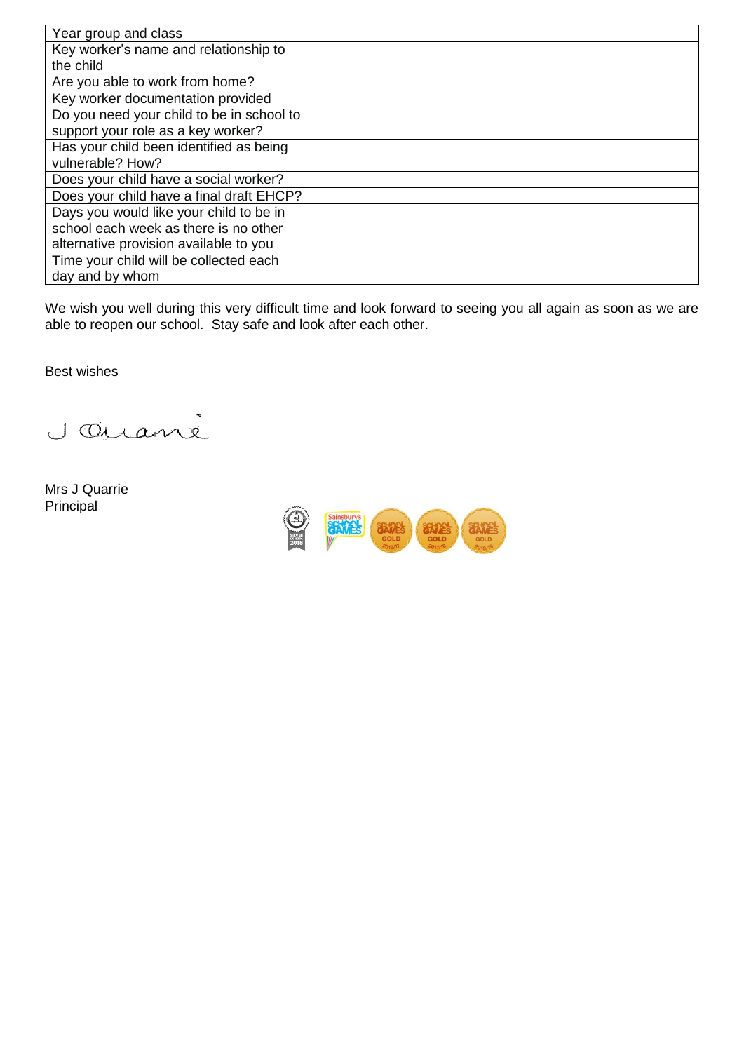| | |
|---|---|
| Year group and class | |
| Key worker's name and relationship to the child | |
| Are you able to work from home? | |
| Key worker documentation provided | |
| Do you need your child to be in school to support your role as a key worker? | |
| Has your child been identified as being vulnerable? How? | |
| Does your child have a social worker? | |
| Does your child have a final draft EHCP? | |
| Days you would like your child to be in school each week as there is no other alternative provision available to you | |
| Time your child will be collected each day and by whom | |

We wish you well during this very difficult time and look forward to seeing you all again as soon as we are able to reopen our school. Stay safe and look after each other.

Best wishes

J. Quarrie

Mrs J Quarrie
Principal